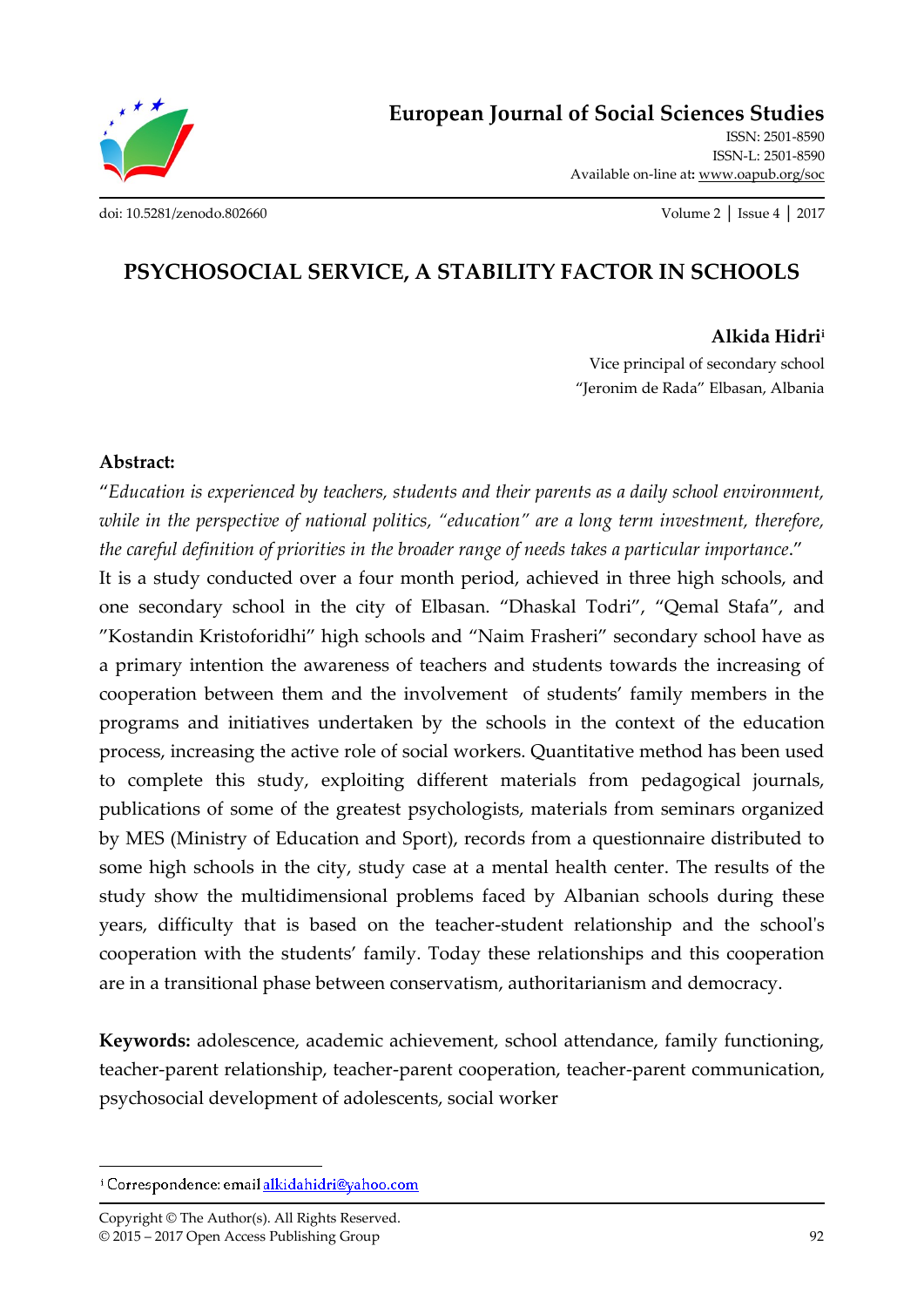# PSYCHOSOCIAL SERVICE, A STABILITY FACTOR IN SCHOOLS

**Alkida Hidri**[i]

Vice principal of secondary school
"Jeronim de Rada" Elbasan, Albania

**Abstract:**

"*Education is experienced by teachers, students and their parents as a daily school environment, while in the perspective of national politics, "education" are a long term investment, therefore, the careful definition of priorities in the broader range of needs takes a particular importance*."

It is a study conducted over a four month period, achieved in three high schools, and one secondary school in the city of Elbasan. "Dhaskal Todri", "Qemal Stafa", and "Kostandin Kristoforidhi" high schools and "Naim Frasheri" secondary school have as a primary intention the awareness of teachers and students towards the increasing of cooperation between them and the involvement of students' family members in the programs and initiatives undertaken by the schools in the context of the education process, increasing the active role of social workers. Quantitative method has been used to complete this study, exploiting different materials from pedagogical journals, publications of some of the greatest psychologists, materials from seminars organized by MES (Ministry of Education and Sport), records from a questionnaire distributed to some high schools in the city, study case at a mental health center. The results of the study show the multidimensional problems faced by Albanian schools during these years, difficulty that is based on the teacher-student relationship and the school's cooperation with the students' family. Today these relationships and this cooperation are in a transitional phase between conservatism, authoritarianism and democracy.

**Keywords:** adolescence, academic achievement, school attendance, family functioning, teacher-parent relationship, teacher-parent cooperation, teacher-parent communication, psychosocial development of adolescents, social worker

---

[i] Correspondence: email alkidahidri@yahoo.com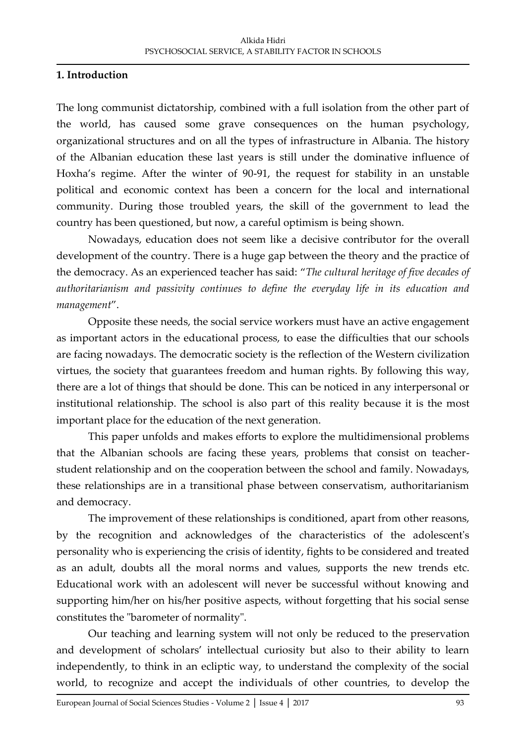## 1. Introduction

The long communist dictatorship, combined with a full isolation from the other part of the world, has caused some grave consequences on the human psychology, organizational structures and on all the types of infrastructure in Albania. The history of the Albanian education these last years is still under the dominative influence of Hoxha's regime. After the winter of 90-91, the request for stability in an unstable political and economic context has been a concern for the local and international community. During those troubled years, the skill of the government to lead the country has been questioned, but now, a careful optimism is being shown.

Nowadays, education does not seem like a decisive contributor for the overall development of the country. There is a huge gap between the theory and the practice of the democracy. As an experienced teacher has said: "*The cultural heritage of five decades of authoritarianism and passivity continues to define the everyday life in its education and management*".

Opposite these needs, the social service workers must have an active engagement as important actors in the educational process, to ease the difficulties that our schools are facing nowadays. The democratic society is the reflection of the Western civilization virtues, the society that guarantees freedom and human rights. By following this way, there are a lot of things that should be done. This can be noticed in any interpersonal or institutional relationship. The school is also part of this reality because it is the most important place for the education of the next generation.

This paper unfolds and makes efforts to explore the multidimensional problems that the Albanian schools are facing these years, problems that consist on teacher-student relationship and on the cooperation between the school and family. Nowadays, these relationships are in a transitional phase between conservatism, authoritarianism and democracy.

The improvement of these relationships is conditioned, apart from other reasons, by the recognition and acknowledges of the characteristics of the adolescent's personality who is experiencing the crisis of identity, fights to be considered and treated as an adult, doubts all the moral norms and values, supports the new trends etc. Educational work with an adolescent will never be successful without knowing and supporting him/her on his/her positive aspects, without forgetting that his social sense constitutes the "barometer of normality".

Our teaching and learning system will not only be reduced to the preservation and development of scholars' intellectual curiosity but also to their ability to learn independently, to think in an ecliptic way, to understand the complexity of the social world, to recognize and accept the individuals of other countries, to develop the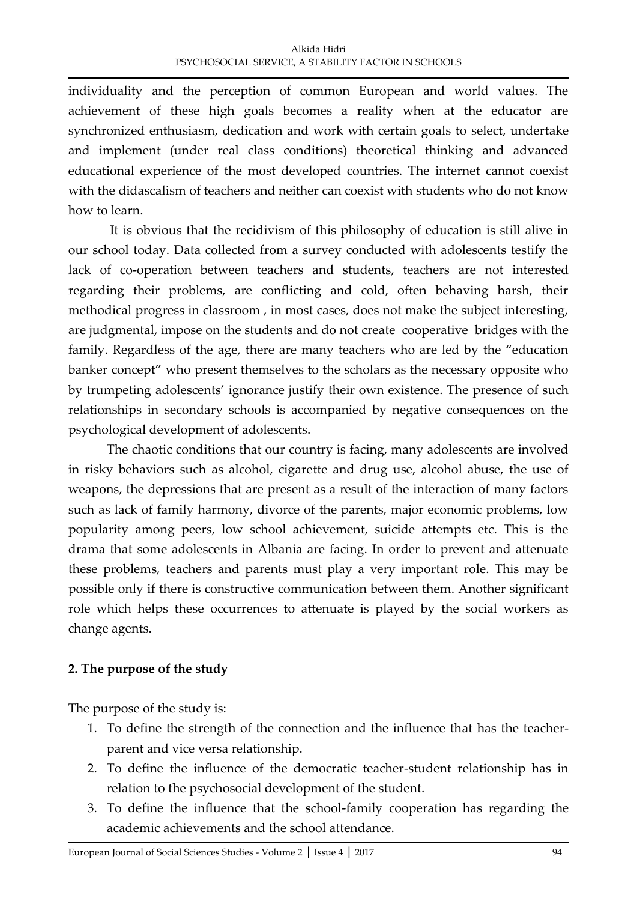individuality and the perception of common European and world values. The achievement of these high goals becomes a reality when at the educator are synchronized enthusiasm, dedication and work with certain goals to select, undertake and implement (under real class conditions) theoretical thinking and advanced educational experience of the most developed countries. The internet cannot coexist with the didascalism of teachers and neither can coexist with students who do not know how to learn.

It is obvious that the recidivism of this philosophy of education is still alive in our school today. Data collected from a survey conducted with adolescents testify the lack of co-operation between teachers and students, teachers are not interested regarding their problems, are conflicting and cold, often behaving harsh, their methodical progress in classroom , in most cases, does not make the subject interesting, are judgmental, impose on the students and do not create cooperative bridges with the family. Regardless of the age, there are many teachers who are led by the "education banker concept" who present themselves to the scholars as the necessary opposite who by trumpeting adolescents' ignorance justify their own existence. The presence of such relationships in secondary schools is accompanied by negative consequences on the psychological development of adolescents.

The chaotic conditions that our country is facing, many adolescents are involved in risky behaviors such as alcohol, cigarette and drug use, alcohol abuse, the use of weapons, the depressions that are present as a result of the interaction of many factors such as lack of family harmony, divorce of the parents, major economic problems, low popularity among peers, low school achievement, suicide attempts etc. This is the drama that some adolescents in Albania are facing. In order to prevent and attenuate these problems, teachers and parents must play a very important role. This may be possible only if there is constructive communication between them. Another significant role which helps these occurrences to attenuate is played by the social workers as change agents.

## 2. The purpose of the study

The purpose of the study is:

1. To define the strength of the connection and the influence that has the teacher-parent and vice versa relationship.
2. To define the influence of the democratic teacher-student relationship has in relation to the psychosocial development of the student.
3. To define the influence that the school-family cooperation has regarding the academic achievements and the school attendance.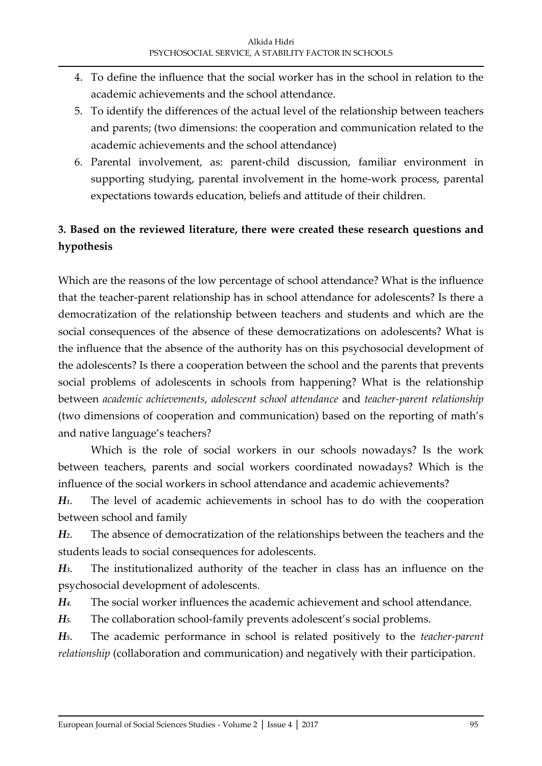4. To define the influence that the social worker has in the school in relation to the academic achievements and the school attendance.
5. To identify the differences of the actual level of the relationship between teachers and parents; (two dimensions: the cooperation and communication related to the academic achievements and the school attendance)
6. Parental involvement, as: parent-child discussion, familiar environment in supporting studying, parental involvement in the home-work process, parental expectations towards education, beliefs and attitude of their children.

## 3. Based on the reviewed literature, there were created these research questions and hypothesis

Which are the reasons of the low percentage of school attendance? What is the influence that the teacher-parent relationship has in school attendance for adolescents? Is there a democratization of the relationship between teachers and students and which are the social consequences of the absence of these democratizations on adolescents? What is the influence that the absence of the authority has on this psychosocial development of the adolescents? Is there a cooperation between the school and the parents that prevents social problems of adolescents in schools from happening? What is the relationship between *academic achievements*, *adolescent school attendance* and *teacher-parent relationship* (two dimensions of cooperation and communication) based on the reporting of math's and native language's teachers?

Which is the role of social workers in our schools nowadays? Is the work between teachers, parents and social workers coordinated nowadays? Which is the influence of the social workers in school attendance and academic achievements?

***H1*.** The level of academic achievements in school has to do with the cooperation between school and family

***H2*.** The absence of democratization of the relationships between the teachers and the students leads to social consequences for adolescents.

***H3*.** The institutionalized authority of the teacher in class has an influence on the psychosocial development of adolescents.

***H4*.** The social worker influences the academic achievement and school attendance.

***H5*.** The collaboration school-family prevents adolescent's social problems.

***H5*.** The academic performance in school is related positively to the *teacher-parent relationship* (collaboration and communication) and negatively with their participation.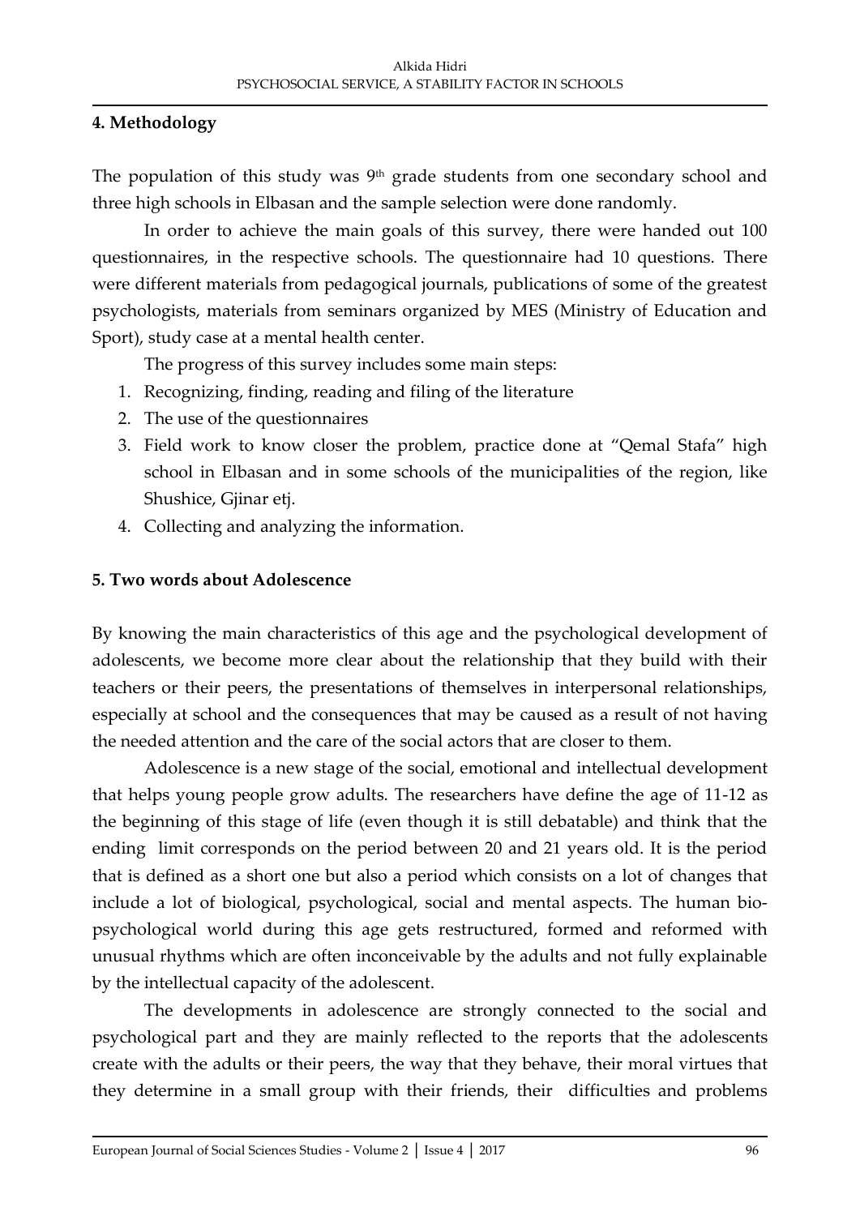## 4. Methodology

The population of this study was 9th grade students from one secondary school and three high schools in Elbasan and the sample selection were done randomly.

In order to achieve the main goals of this survey, there were handed out 100 questionnaires, in the respective schools. The questionnaire had 10 questions. There were different materials from pedagogical journals, publications of some of the greatest psychologists, materials from seminars organized by MES (Ministry of Education and Sport), study case at a mental health center.

The progress of this survey includes some main steps:

1. Recognizing, finding, reading and filing of the literature
2. The use of the questionnaires
3. Field work to know closer the problem, practice done at "Qemal Stafa" high school in Elbasan and in some schools of the municipalities of the region, like Shushice, Gjinar etj.
4. Collecting and analyzing the information.

## 5. Two words about Adolescence

By knowing the main characteristics of this age and the psychological development of adolescents, we become more clear about the relationship that they build with their teachers or their peers, the presentations of themselves in interpersonal relationships, especially at school and the consequences that may be caused as a result of not having the needed attention and the care of the social actors that are closer to them.

Adolescence is a new stage of the social, emotional and intellectual development that helps young people grow adults. The researchers have define the age of 11-12 as the beginning of this stage of life (even though it is still debatable) and think that the ending limit corresponds on the period between 20 and 21 years old. It is the period that is defined as a short one but also a period which consists on a lot of changes that include a lot of biological, psychological, social and mental aspects. The human bio-psychological world during this age gets restructured, formed and reformed with unusual rhythms which are often inconceivable by the adults and not fully explainable by the intellectual capacity of the adolescent.

The developments in adolescence are strongly connected to the social and psychological part and they are mainly reflected to the reports that the adolescents create with the adults or their peers, the way that they behave, their moral virtues that they determine in a small group with their friends, their difficulties and problems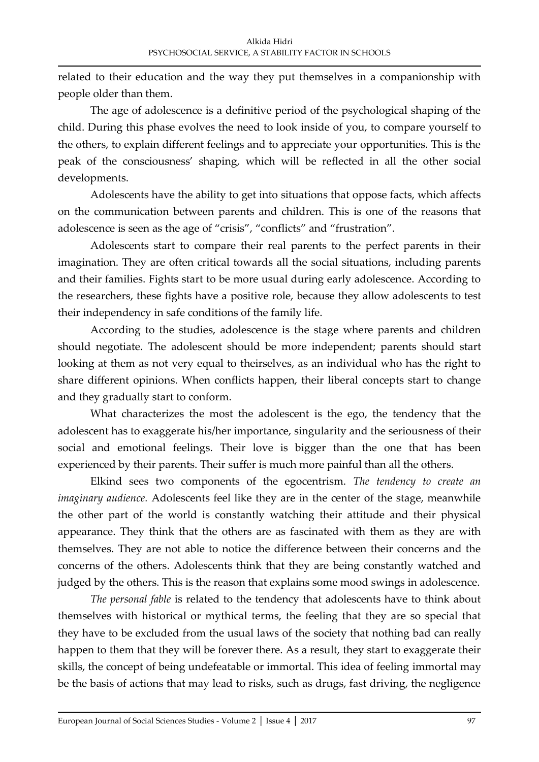related to their education and the way they put themselves in a companionship with people older than them.

The age of adolescence is a definitive period of the psychological shaping of the child. During this phase evolves the need to look inside of you, to compare yourself to the others, to explain different feelings and to appreciate your opportunities. This is the peak of the consciousness' shaping, which will be reflected in all the other social developments.

Adolescents have the ability to get into situations that oppose facts, which affects on the communication between parents and children. This is one of the reasons that adolescence is seen as the age of "crisis", "conflicts" and "frustration".

Adolescents start to compare their real parents to the perfect parents in their imagination. They are often critical towards all the social situations, including parents and their families. Fights start to be more usual during early adolescence. According to the researchers, these fights have a positive role, because they allow adolescents to test their independency in safe conditions of the family life.

According to the studies, adolescence is the stage where parents and children should negotiate. The adolescent should be more independent; parents should start looking at them as not very equal to theirselves, as an individual who has the right to share different opinions. When conflicts happen, their liberal concepts start to change and they gradually start to conform.

What characterizes the most the adolescent is the ego, the tendency that the adolescent has to exaggerate his/her importance, singularity and the seriousness of their social and emotional feelings. Their love is bigger than the one that has been experienced by their parents. Their suffer is much more painful than all the others.

Elkind sees two components of the egocentrism. *The tendency to create an imaginary audience.* Adolescents feel like they are in the center of the stage, meanwhile the other part of the world is constantly watching their attitude and their physical appearance. They think that the others are as fascinated with them as they are with themselves. They are not able to notice the difference between their concerns and the concerns of the others. Adolescents think that they are being constantly watched and judged by the others. This is the reason that explains some mood swings in adolescence.

*The personal fable* is related to the tendency that adolescents have to think about themselves with historical or mythical terms, the feeling that they are so special that they have to be excluded from the usual laws of the society that nothing bad can really happen to them that they will be forever there. As a result, they start to exaggerate their skills, the concept of being undefeatable or immortal. This idea of feeling immortal may be the basis of actions that may lead to risks, such as drugs, fast driving, the negligence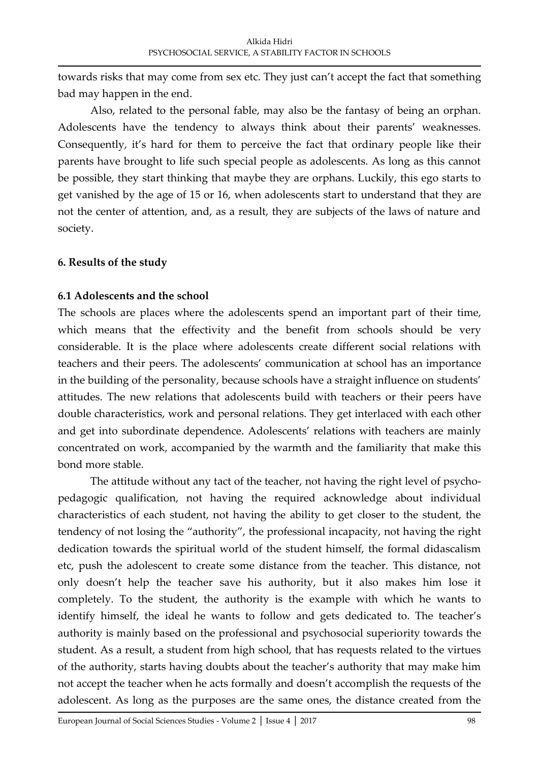towards risks that may come from sex etc. They just can't accept the fact that something bad may happen in the end.

Also, related to the personal fable, may also be the fantasy of being an orphan. Adolescents have the tendency to always think about their parents' weaknesses. Consequently, it's hard for them to perceive the fact that ordinary people like their parents have brought to life such special people as adolescents. As long as this cannot be possible, they start thinking that maybe they are orphans. Luckily, this ego starts to get vanished by the age of 15 or 16, when adolescents start to understand that they are not the center of attention, and, as a result, they are subjects of the laws of nature and society.

## 6. Results of the study

### 6.1 Adolescents and the school

The schools are places where the adolescents spend an important part of their time, which means that the effectivity and the benefit from schools should be very considerable. It is the place where adolescents create different social relations with teachers and their peers. The adolescents' communication at school has an importance in the building of the personality, because schools have a straight influence on students' attitudes. The new relations that adolescents build with teachers or their peers have double characteristics, work and personal relations. They get interlaced with each other and get into subordinate dependence. Adolescents' relations with teachers are mainly concentrated on work, accompanied by the warmth and the familiarity that make this bond more stable.

The attitude without any tact of the teacher, not having the right level of psycho-pedagogic qualification, not having the required acknowledge about individual characteristics of each student, not having the ability to get closer to the student, the tendency of not losing the "authority", the professional incapacity, not having the right dedication towards the spiritual world of the student himself, the formal didascalism etc, push the adolescent to create some distance from the teacher. This distance, not only doesn't help the teacher save his authority, but it also makes him lose it completely. To the student, the authority is the example with which he wants to identify himself, the ideal he wants to follow and gets dedicated to. The teacher's authority is mainly based on the professional and psychosocial superiority towards the student. As a result, a student from high school, that has requests related to the virtues of the authority, starts having doubts about the teacher's authority that may make him not accept the teacher when he acts formally and doesn't accomplish the requests of the adolescent. As long as the purposes are the same ones, the distance created from the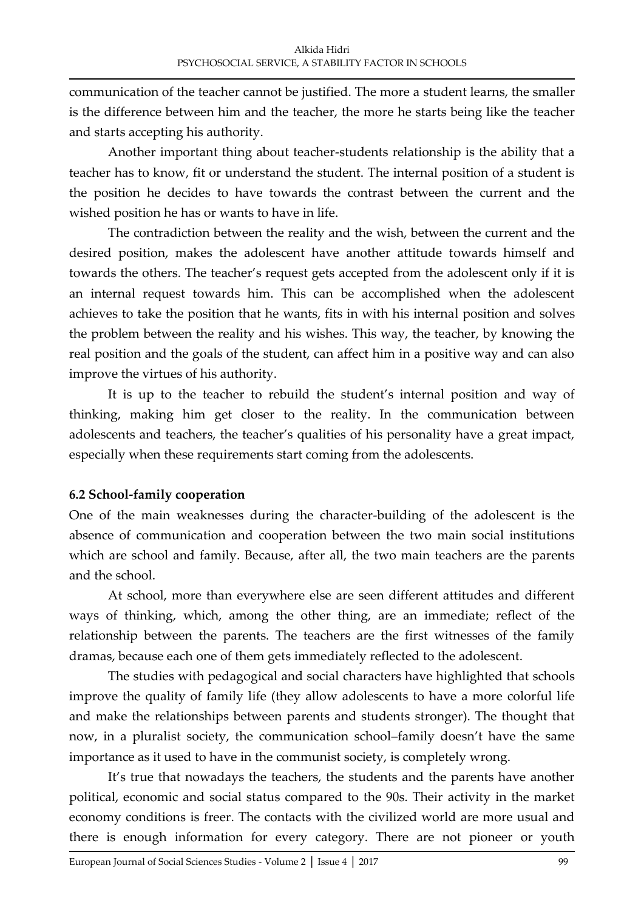communication of the teacher cannot be justified. The more a student learns, the smaller is the difference between him and the teacher, the more he starts being like the teacher and starts accepting his authority.

Another important thing about teacher-students relationship is the ability that a teacher has to know, fit or understand the student. The internal position of a student is the position he decides to have towards the contrast between the current and the wished position he has or wants to have in life.

The contradiction between the reality and the wish, between the current and the desired position, makes the adolescent have another attitude towards himself and towards the others. The teacher's request gets accepted from the adolescent only if it is an internal request towards him. This can be accomplished when the adolescent achieves to take the position that he wants, fits in with his internal position and solves the problem between the reality and his wishes. This way, the teacher, by knowing the real position and the goals of the student, can affect him in a positive way and can also improve the virtues of his authority.

It is up to the teacher to rebuild the student's internal position and way of thinking, making him get closer to the reality. In the communication between adolescents and teachers, the teacher's qualities of his personality have a great impact, especially when these requirements start coming from the adolescents.

### 6.2 School-family cooperation

One of the main weaknesses during the character-building of the adolescent is the absence of communication and cooperation between the two main social institutions which are school and family. Because, after all, the two main teachers are the parents and the school.

At school, more than everywhere else are seen different attitudes and different ways of thinking, which, among the other thing, are an immediate; reflect of the relationship between the parents. The teachers are the first witnesses of the family dramas, because each one of them gets immediately reflected to the adolescent.

The studies with pedagogical and social characters have highlighted that schools improve the quality of family life (they allow adolescents to have a more colorful life and make the relationships between parents and students stronger). The thought that now, in a pluralist society, the communication school–family doesn't have the same importance as it used to have in the communist society, is completely wrong.

It's true that nowadays the teachers, the students and the parents have another political, economic and social status compared to the 90s. Their activity in the market economy conditions is freer. The contacts with the civilized world are more usual and there is enough information for every category. There are not pioneer or youth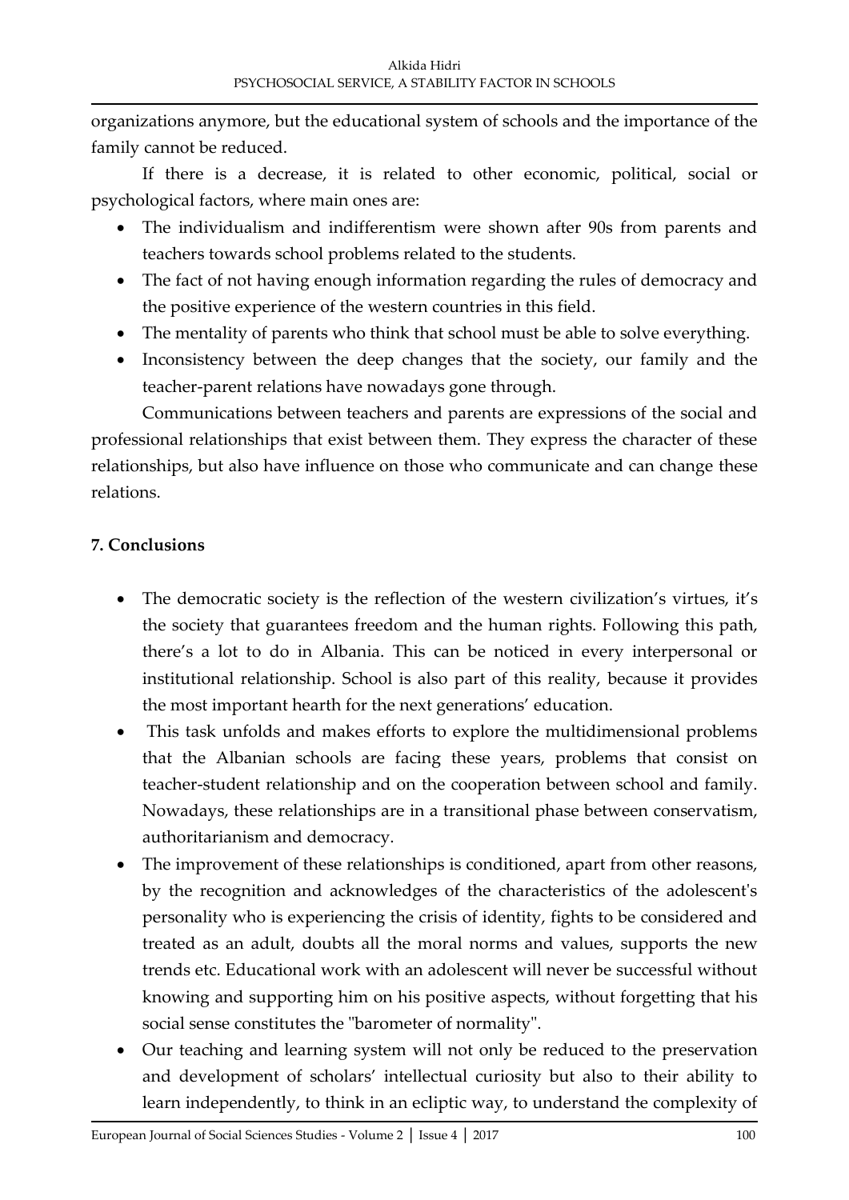organizations anymore, but the educational system of schools and the importance of the family cannot be reduced.

If there is a decrease, it is related to other economic, political, social or psychological factors, where main ones are:

- The individualism and indifferentism were shown after 90s from parents and teachers towards school problems related to the students.
- The fact of not having enough information regarding the rules of democracy and the positive experience of the western countries in this field.
- The mentality of parents who think that school must be able to solve everything.
- Inconsistency between the deep changes that the society, our family and the teacher-parent relations have nowadays gone through.

Communications between teachers and parents are expressions of the social and professional relationships that exist between them. They express the character of these relationships, but also have influence on those who communicate and can change these relations.

## 7. Conclusions

- The democratic society is the reflection of the western civilization's virtues, it's the society that guarantees freedom and the human rights. Following this path, there's a lot to do in Albania. This can be noticed in every interpersonal or institutional relationship. School is also part of this reality, because it provides the most important hearth for the next generations' education.
- This task unfolds and makes efforts to explore the multidimensional problems that the Albanian schools are facing these years, problems that consist on teacher-student relationship and on the cooperation between school and family. Nowadays, these relationships are in a transitional phase between conservatism, authoritarianism and democracy.
- The improvement of these relationships is conditioned, apart from other reasons, by the recognition and acknowledges of the characteristics of the adolescent's personality who is experiencing the crisis of identity, fights to be considered and treated as an adult, doubts all the moral norms and values, supports the new trends etc. Educational work with an adolescent will never be successful without knowing and supporting him on his positive aspects, without forgetting that his social sense constitutes the "barometer of normality".
- Our teaching and learning system will not only be reduced to the preservation and development of scholars' intellectual curiosity but also to their ability to learn independently, to think in an ecliptic way, to understand the complexity of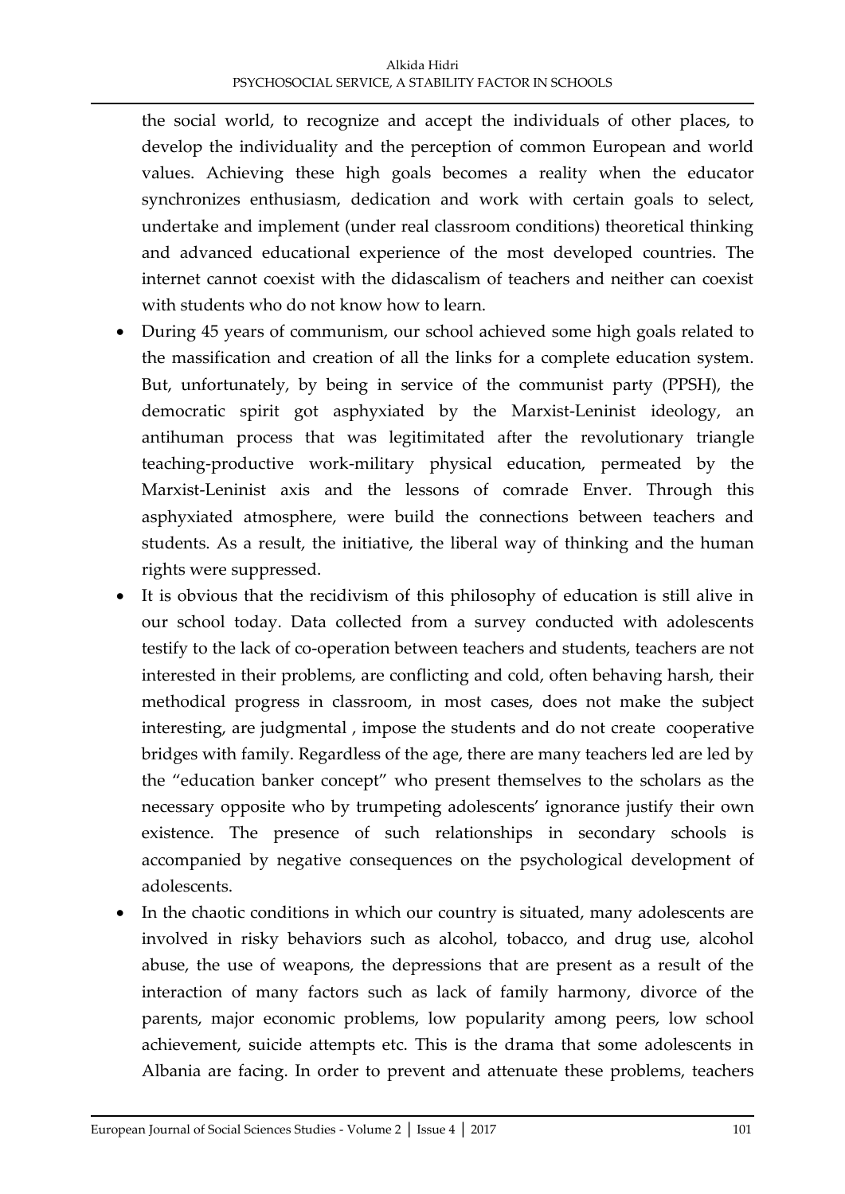the social world, to recognize and accept the individuals of other places, to develop the individuality and the perception of common European and world values. Achieving these high goals becomes a reality when the educator synchronizes enthusiasm, dedication and work with certain goals to select, undertake and implement (under real classroom conditions) theoretical thinking and advanced educational experience of the most developed countries. The internet cannot coexist with the didascalism of teachers and neither can coexist with students who do not know how to learn.

- During 45 years of communism, our school achieved some high goals related to the massification and creation of all the links for a complete education system. But, unfortunately, by being in service of the communist party (PPSH), the democratic spirit got asphyxiated by the Marxist-Leninist ideology, an antihuman process that was legitimitated after the revolutionary triangle teaching-productive work-military physical education, permeated by the Marxist-Leninist axis and the lessons of comrade Enver. Through this asphyxiated atmosphere, were build the connections between teachers and students. As a result, the initiative, the liberal way of thinking and the human rights were suppressed.
- It is obvious that the recidivism of this philosophy of education is still alive in our school today. Data collected from a survey conducted with adolescents testify to the lack of co-operation between teachers and students, teachers are not interested in their problems, are conflicting and cold, often behaving harsh, their methodical progress in classroom, in most cases, does not make the subject interesting, are judgmental , impose the students and do not create cooperative bridges with family. Regardless of the age, there are many teachers led are led by the "education banker concept" who present themselves to the scholars as the necessary opposite who by trumpeting adolescents' ignorance justify their own existence. The presence of such relationships in secondary schools is accompanied by negative consequences on the psychological development of adolescents.
- In the chaotic conditions in which our country is situated, many adolescents are involved in risky behaviors such as alcohol, tobacco, and drug use, alcohol abuse, the use of weapons, the depressions that are present as a result of the interaction of many factors such as lack of family harmony, divorce of the parents, major economic problems, low popularity among peers, low school achievement, suicide attempts etc. This is the drama that some adolescents in Albania are facing. In order to prevent and attenuate these problems, teachers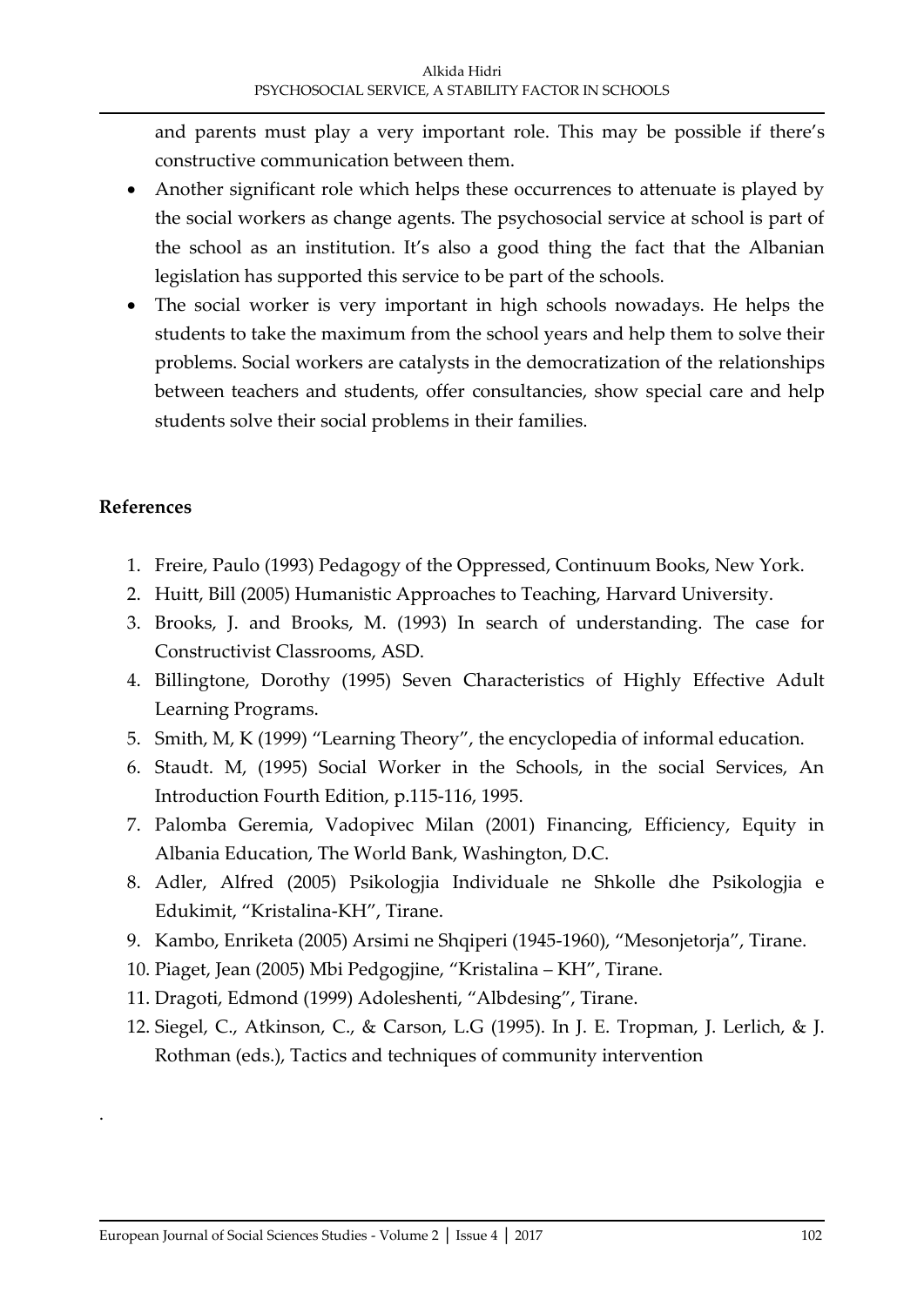and parents must play a very important role. This may be possible if there's constructive communication between them.

- Another significant role which helps these occurrences to attenuate is played by the social workers as change agents. The psychosocial service at school is part of the school as an institution. It's also a good thing the fact that the Albanian legislation has supported this service to be part of the schools.
- The social worker is very important in high schools nowadays. He helps the students to take the maximum from the school years and help them to solve their problems. Social workers are catalysts in the democratization of the relationships between teachers and students, offer consultancies, show special care and help students solve their social problems in their families.

## References

1. Freire, Paulo (1993) Pedagogy of the Oppressed, Continuum Books, New York.
2. Huitt, Bill (2005) Humanistic Approaches to Teaching, Harvard University.
3. Brooks, J. and Brooks, M. (1993) In search of understanding. The case for Constructivist Classrooms, ASD.
4. Billingtone, Dorothy (1995) Seven Characteristics of Highly Effective Adult Learning Programs.
5. Smith, M, K (1999) "Learning Theory", the encyclopedia of informal education.
6. Staudt. M, (1995) Social Worker in the Schools, in the social Services, An Introduction Fourth Edition, p.115-116, 1995.
7. Palomba Geremia, Vadopivec Milan (2001) Financing, Efficiency, Equity in Albania Education, The World Bank, Washington, D.C.
8. Adler, Alfred (2005) Psikologjia Individuale ne Shkolle dhe Psikologjia e Edukimit, "Kristalina-KH", Tirane.
9. Kambo, Enriketa (2005) Arsimi ne Shqiperi (1945-1960), "Mesonjetorja", Tirane.
10. Piaget, Jean (2005) Mbi Pedgogjine, "Kristalina – KH", Tirane.
11. Dragoti, Edmond (1999) Adoleshenti, "Albdesing", Tirane.
12. Siegel, C., Atkinson, C., & Carson, L.G (1995). In J. E. Tropman, J. Lerlich, & J. Rothman (eds.), Tactics and techniques of community intervention

.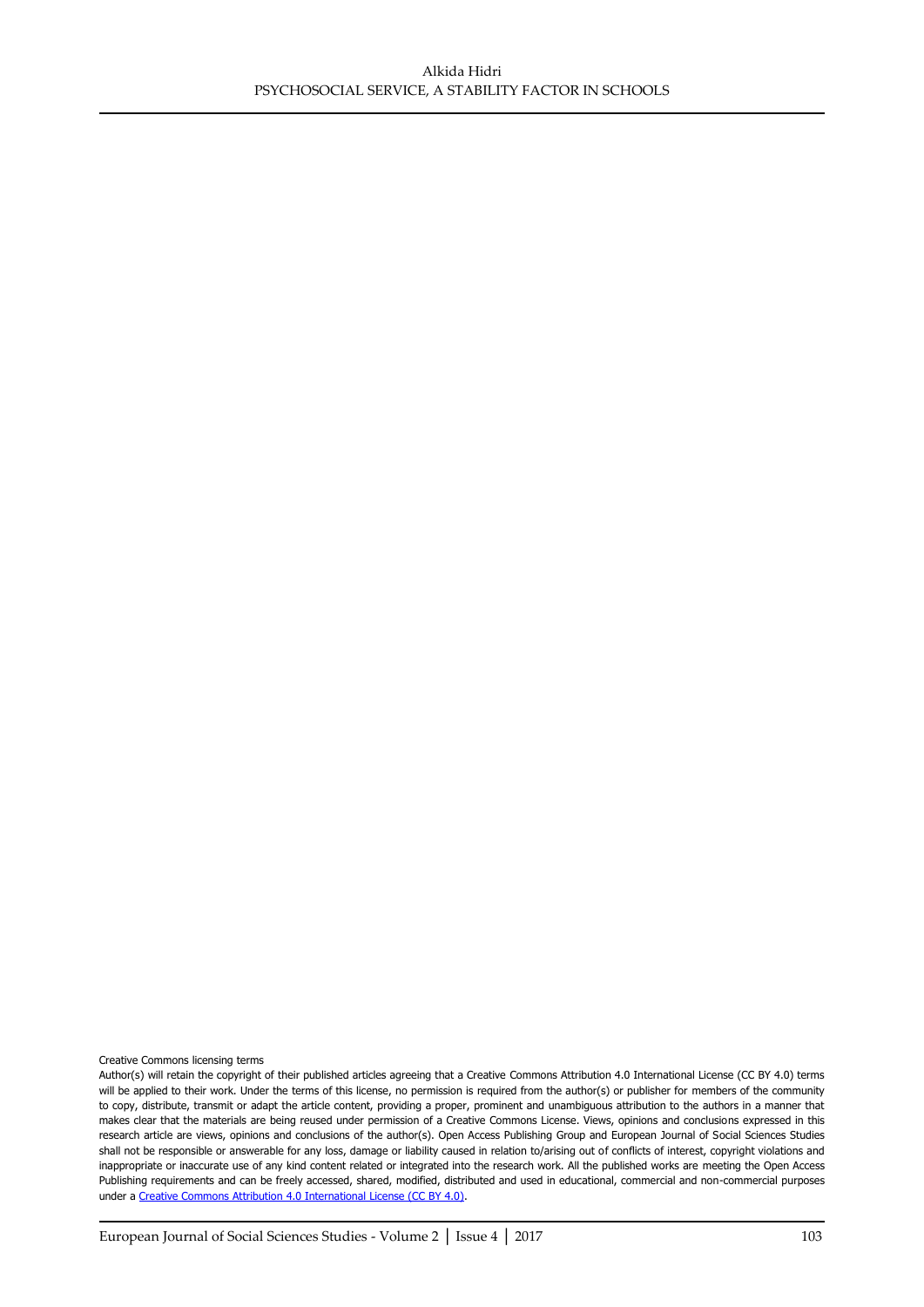Creative Commons licensing terms

Author(s) will retain the copyright of their published articles agreeing that a Creative Commons Attribution 4.0 International License (CC BY 4.0) terms will be applied to their work. Under the terms of this license, no permission is required from the author(s) or publisher for members of the community to copy, distribute, transmit or adapt the article content, providing a proper, prominent and unambiguous attribution to the authors in a manner that makes clear that the materials are being reused under permission of a Creative Commons License. Views, opinions and conclusions expressed in this research article are views, opinions and conclusions of the author(s). Open Access Publishing Group and European Journal of Social Sciences Studies shall not be responsible or answerable for any loss, damage or liability caused in relation to/arising out of conflicts of interest, copyright violations and inappropriate or inaccurate use of any kind content related or integrated into the research work. All the published works are meeting the Open Access Publishing requirements and can be freely accessed, shared, modified, distributed and used in educational, commercial and non-commercial purposes under a [Creative Commons Attribution 4.0 International License (CC BY 4.0)](https://creativecommons.org/licenses/by/4.0/).